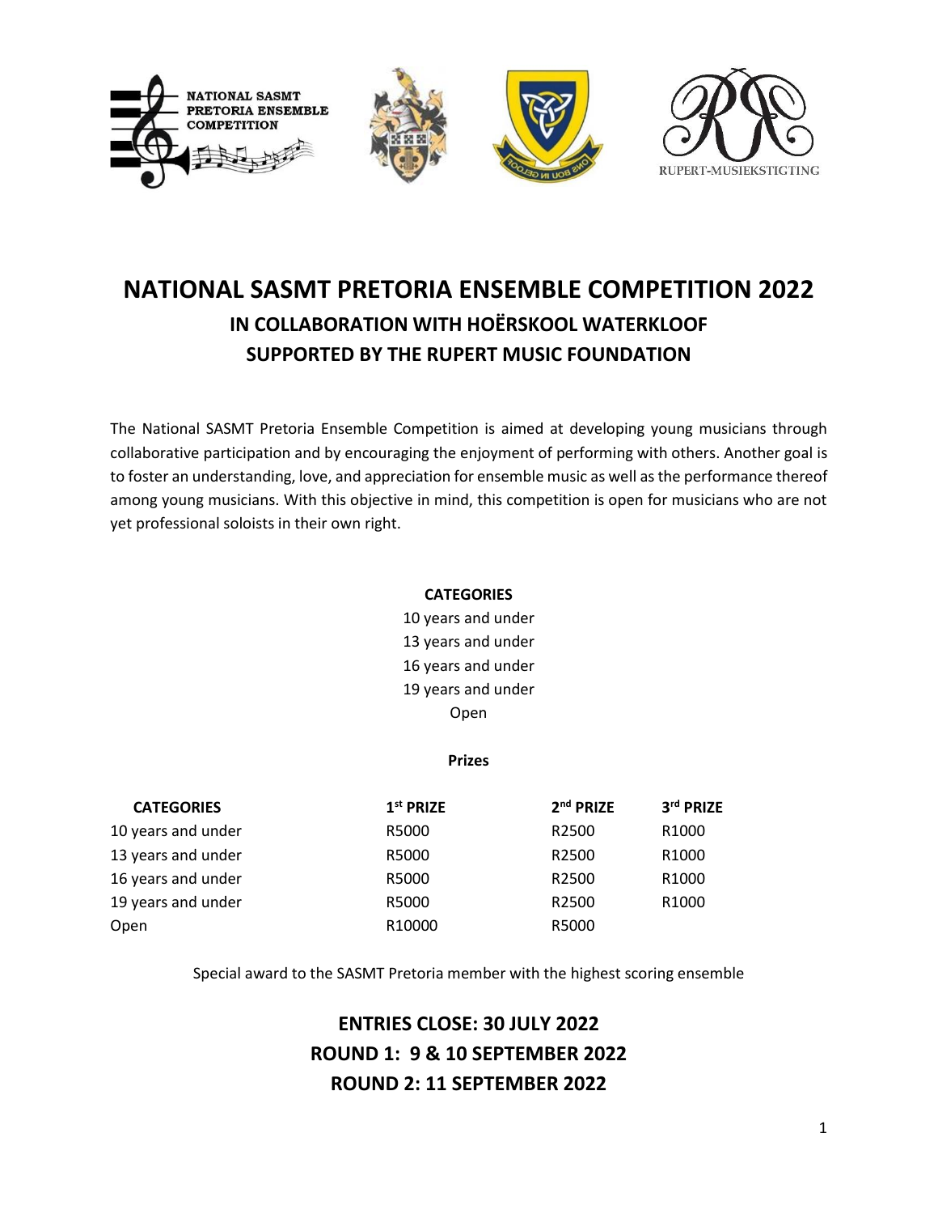# NATIONAL SASMT PRETORIA ENSEMBLE COMPETITION 2022

## IN COLLABORATION WITH HOËRSKOOL WATERKLOOF

## SUPPORTED BY THE RUPERT MUSIC FOUNDATION

The National SASMT Pretoria Ensemble Competition is aimed at developing young musicians through collaborative participation and by encouraging the enjoyment of performing with others. Another goal is to foster an understanding, love, and appreciation for ensemble music as well as the performance thereof among young musicians. With this objective in mind, this competition is open for musicians who are not yet professional soloists in their own right.

**CATEGORIES**

10 years and under
13 years and under
16 years and under
19 years and under
Open

**Prizes**

| CATEGORIES | 1st PRIZE | 2nd PRIZE | 3rd PRIZE |
|---|---|---|---|
| 10 years and under | R5000 | R2500 | R1000 |
| 13 years and under | R5000 | R2500 | R1000 |
| 16 years and under | R5000 | R2500 | R1000 |
| 19 years and under | R5000 | R2500 | R1000 |
| Open | R10000 | R5000 | |

Special award to the SASMT Pretoria member with the highest scoring ensemble

**ENTRIES CLOSE: 30 JULY 2022**
**ROUND 1: 9 & 10 SEPTEMBER 2022**
**ROUND 2: 11 SEPTEMBER 2022**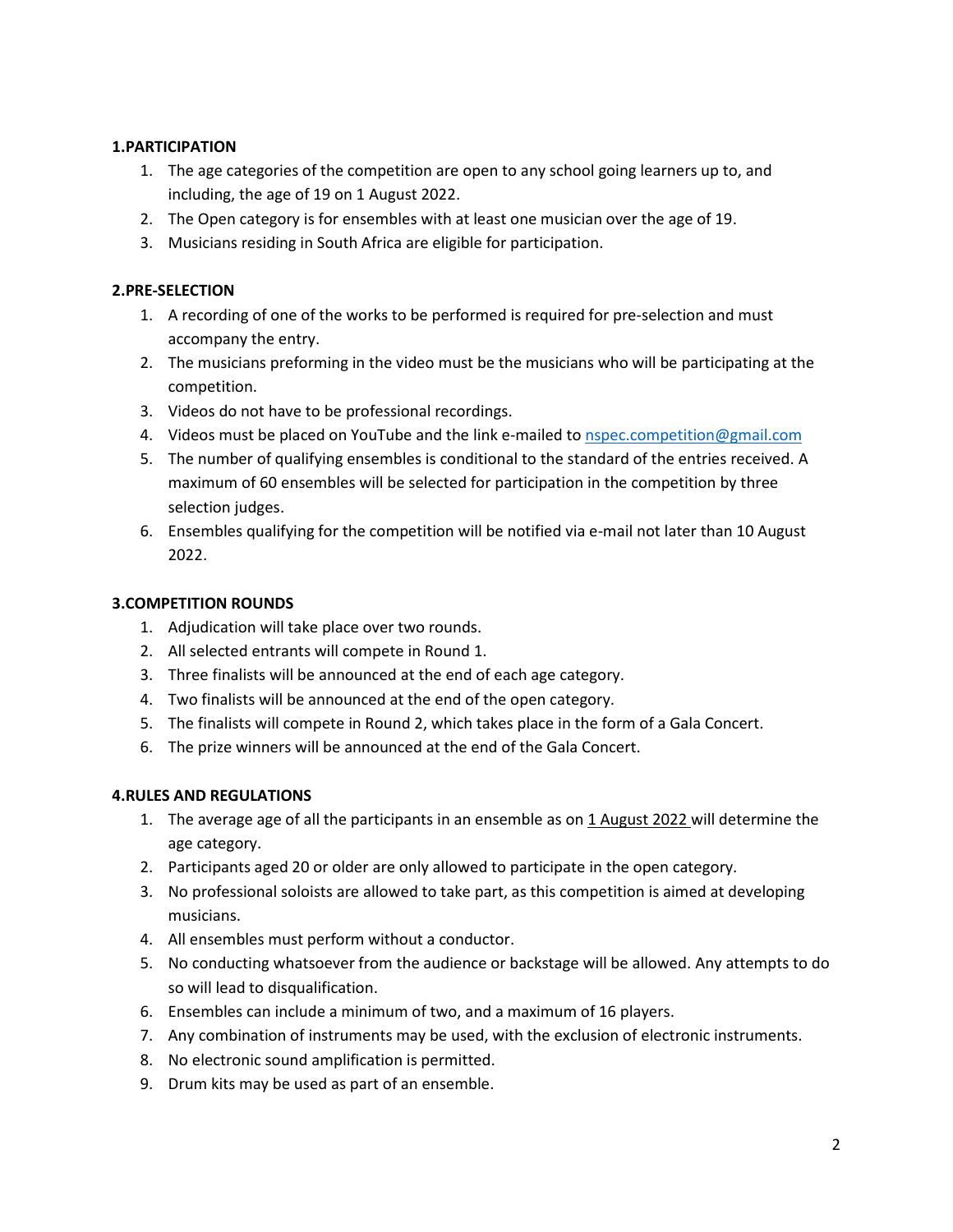## 1.PARTICIPATION

1. The age categories of the competition are open to any school going learners up to, and including, the age of 19 on 1 August 2022.
2. The Open category is for ensembles with at least one musician over the age of 19.
3. Musicians residing in South Africa are eligible for participation.

## 2.PRE-SELECTION

1. A recording of one of the works to be performed is required for pre-selection and must accompany the entry.
2. The musicians preforming in the video must be the musicians who will be participating at the competition.
3. Videos do not have to be professional recordings.
4. Videos must be placed on YouTube and the link e-mailed to [nspec.competition@gmail.com](mailto:nspec.competition@gmail.com)
5. The number of qualifying ensembles is conditional to the standard of the entries received. A maximum of 60 ensembles will be selected for participation in the competition by three selection judges.
6. Ensembles qualifying for the competition will be notified via e-mail not later than 10 August 2022.

## 3.COMPETITION ROUNDS

1. Adjudication will take place over two rounds.
2. All selected entrants will compete in Round 1.
3. Three finalists will be announced at the end of each age category.
4. Two finalists will be announced at the end of the open category.
5. The finalists will compete in Round 2, which takes place in the form of a Gala Concert.
6. The prize winners will be announced at the end of the Gala Concert.

## 4.RULES AND REGULATIONS

1. The average age of all the participants in an ensemble as on <u>1 August 2022</u> will determine the age category.
2. Participants aged 20 or older are only allowed to participate in the open category.
3. No professional soloists are allowed to take part, as this competition is aimed at developing musicians.
4. All ensembles must perform without a conductor.
5. No conducting whatsoever from the audience or backstage will be allowed. Any attempts to do so will lead to disqualification.
6. Ensembles can include a minimum of two, and a maximum of 16 players.
7. Any combination of instruments may be used, with the exclusion of electronic instruments.
8. No electronic sound amplification is permitted.
9. Drum kits may be used as part of an ensemble.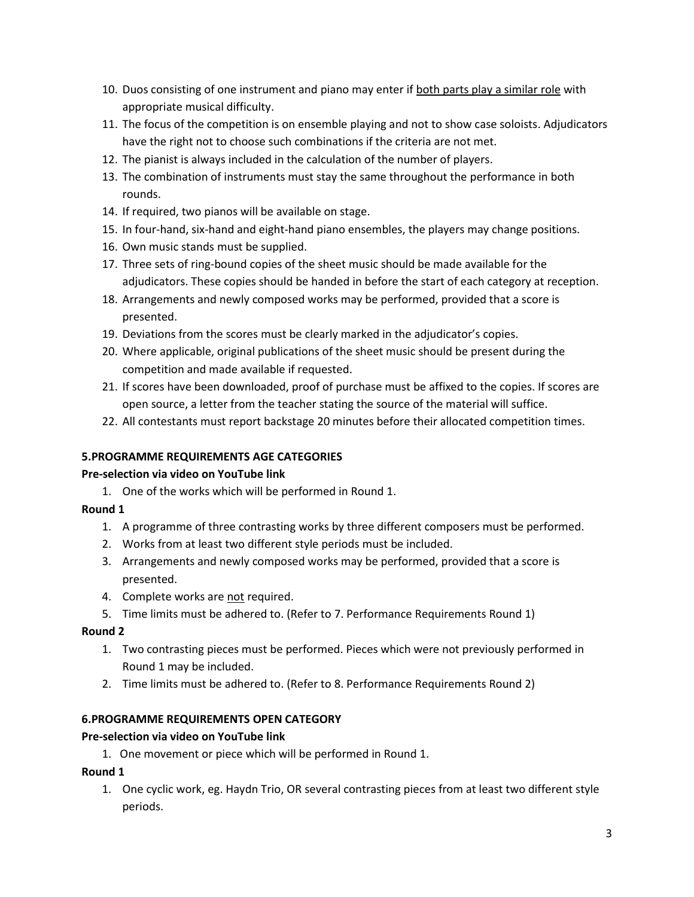10. Duos consisting of one instrument and piano may enter if <u>both parts play a similar role</u> with appropriate musical difficulty.
11. The focus of the competition is on ensemble playing and not to show case soloists. Adjudicators have the right not to choose such combinations if the criteria are not met.
12. The pianist is always included in the calculation of the number of players.
13. The combination of instruments must stay the same throughout the performance in both rounds.
14. If required, two pianos will be available on stage.
15. In four-hand, six-hand and eight-hand piano ensembles, the players may change positions.
16. Own music stands must be supplied.
17. Three sets of ring-bound copies of the sheet music should be made available for the adjudicators. These copies should be handed in before the start of each category at reception.
18. Arrangements and newly composed works may be performed, provided that a score is presented.
19. Deviations from the scores must be clearly marked in the adjudicator's copies.
20. Where applicable, original publications of the sheet music should be present during the competition and made available if requested.
21. If scores have been downloaded, proof of purchase must be affixed to the copies. If scores are open source, a letter from the teacher stating the source of the material will suffice.
22. All contestants must report backstage 20 minutes before their allocated competition times.

**5.PROGRAMME REQUIREMENTS AGE CATEGORIES**

**Pre-selection via video on YouTube link**

1. One of the works which will be performed in Round 1.

**Round 1**

1. A programme of three contrasting works by three different composers must be performed.
2. Works from at least two different style periods must be included.
3. Arrangements and newly composed works may be performed, provided that a score is presented.
4. Complete works are <u>not</u> required.
5. Time limits must be adhered to. (Refer to 7. Performance Requirements Round 1)

**Round 2**

1. Two contrasting pieces must be performed. Pieces which were not previously performed in Round 1 may be included.
2. Time limits must be adhered to. (Refer to 8. Performance Requirements Round 2)

**6.PROGRAMME REQUIREMENTS OPEN CATEGORY**

**Pre-selection via video on YouTube link**

1. One movement or piece which will be performed in Round 1.

**Round 1**

1. One cyclic work, eg. Haydn Trio, OR several contrasting pieces from at least two different style periods.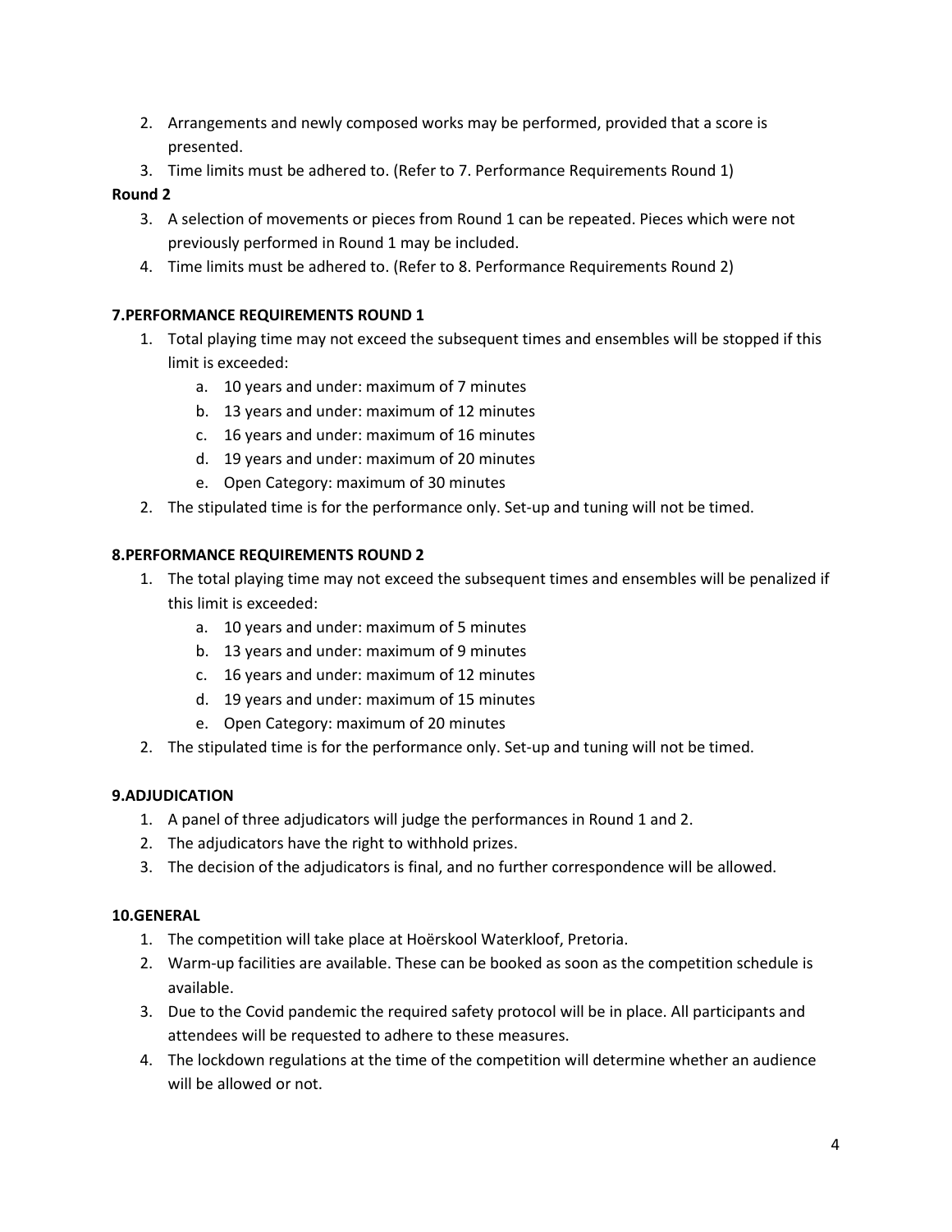2. Arrangements and newly composed works may be performed, provided that a score is presented.
3. Time limits must be adhered to. (Refer to 7. Performance Requirements Round 1)

**Round 2**

3. A selection of movements or pieces from Round 1 can be repeated. Pieces which were not previously performed in Round 1 may be included.
4. Time limits must be adhered to. (Refer to 8. Performance Requirements Round 2)

**7.PERFORMANCE REQUIREMENTS ROUND 1**

1. Total playing time may not exceed the subsequent times and ensembles will be stopped if this limit is exceeded:
   a. 10 years and under: maximum of 7 minutes
   b. 13 years and under: maximum of 12 minutes
   c. 16 years and under: maximum of 16 minutes
   d. 19 years and under: maximum of 20 minutes
   e. Open Category: maximum of 30 minutes
2. The stipulated time is for the performance only. Set-up and tuning will not be timed.

**8.PERFORMANCE REQUIREMENTS ROUND 2**

1. The total playing time may not exceed the subsequent times and ensembles will be penalized if this limit is exceeded:
   a. 10 years and under: maximum of 5 minutes
   b. 13 years and under: maximum of 9 minutes
   c. 16 years and under: maximum of 12 minutes
   d. 19 years and under: maximum of 15 minutes
   e. Open Category: maximum of 20 minutes
2. The stipulated time is for the performance only. Set-up and tuning will not be timed.

**9.ADJUDICATION**

1. A panel of three adjudicators will judge the performances in Round 1 and 2.
2. The adjudicators have the right to withhold prizes.
3. The decision of the adjudicators is final, and no further correspondence will be allowed.

**10.GENERAL**

1. The competition will take place at Hoërskool Waterkloof, Pretoria.
2. Warm-up facilities are available. These can be booked as soon as the competition schedule is available.
3. Due to the Covid pandemic the required safety protocol will be in place. All participants and attendees will be requested to adhere to these measures.
4. The lockdown regulations at the time of the competition will determine whether an audience will be allowed or not.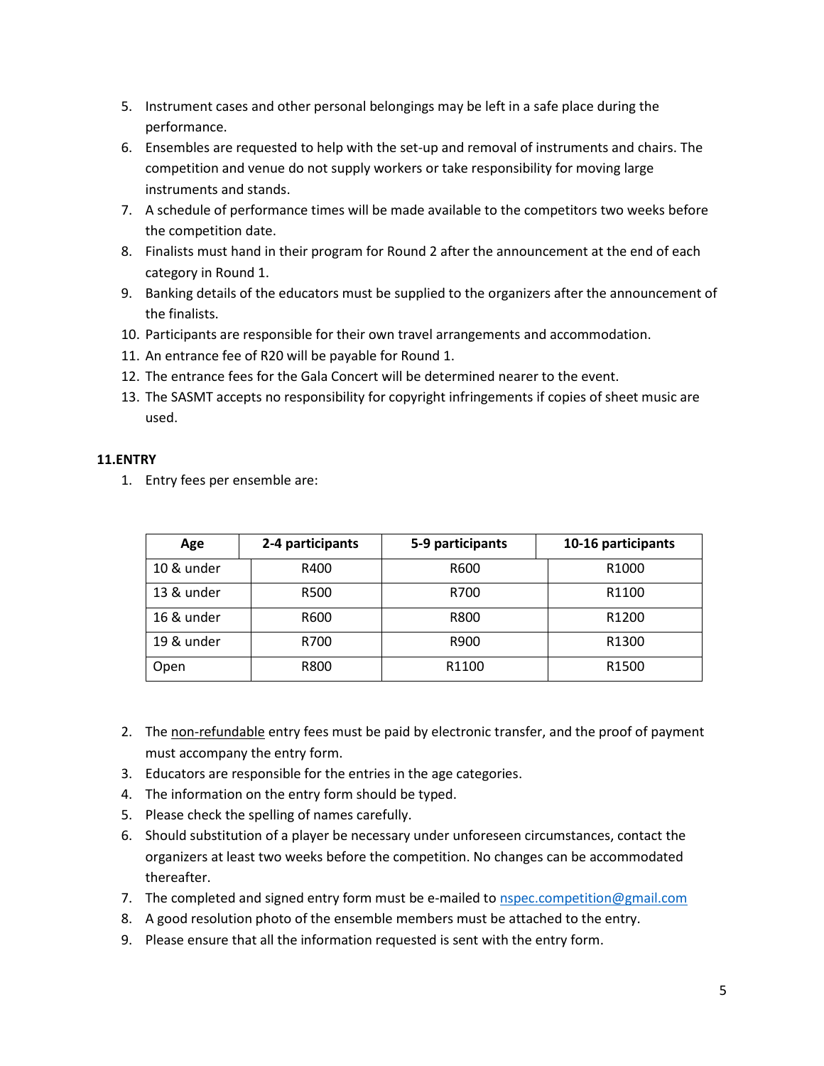5. Instrument cases and other personal belongings may be left in a safe place during the performance.
6. Ensembles are requested to help with the set-up and removal of instruments and chairs. The competition and venue do not supply workers or take responsibility for moving large instruments and stands.
7. A schedule of performance times will be made available to the competitors two weeks before the competition date.
8. Finalists must hand in their program for Round 2 after the announcement at the end of each category in Round 1.
9. Banking details of the educators must be supplied to the organizers after the announcement of the finalists.
10. Participants are responsible for their own travel arrangements and accommodation.
11. An entrance fee of R20 will be payable for Round 1.
12. The entrance fees for the Gala Concert will be determined nearer to the event.
13. The SASMT accepts no responsibility for copyright infringements if copies of sheet music are used.

**11.ENTRY**

1. Entry fees per ensemble are:

| Age | 2-4 participants | 5-9 participants | 10-16 participants |
|---|---|---|---|
| 10 & under | R400 | R600 | R1000 |
| 13 & under | R500 | R700 | R1100 |
| 16 & under | R600 | R800 | R1200 |
| 19 & under | R700 | R900 | R1300 |
| Open | R800 | R1100 | R1500 |

2. The <u>non-refundable</u> entry fees must be paid by electronic transfer, and the proof of payment must accompany the entry form.
3. Educators are responsible for the entries in the age categories.
4. The information on the entry form should be typed.
5. Please check the spelling of names carefully.
6. Should substitution of a player be necessary under unforeseen circumstances, contact the organizers at least two weeks before the competition. No changes can be accommodated thereafter.
7. The completed and signed entry form must be e-mailed to nspec.competition@gmail.com
8. A good resolution photo of the ensemble members must be attached to the entry.
9. Please ensure that all the information requested is sent with the entry form.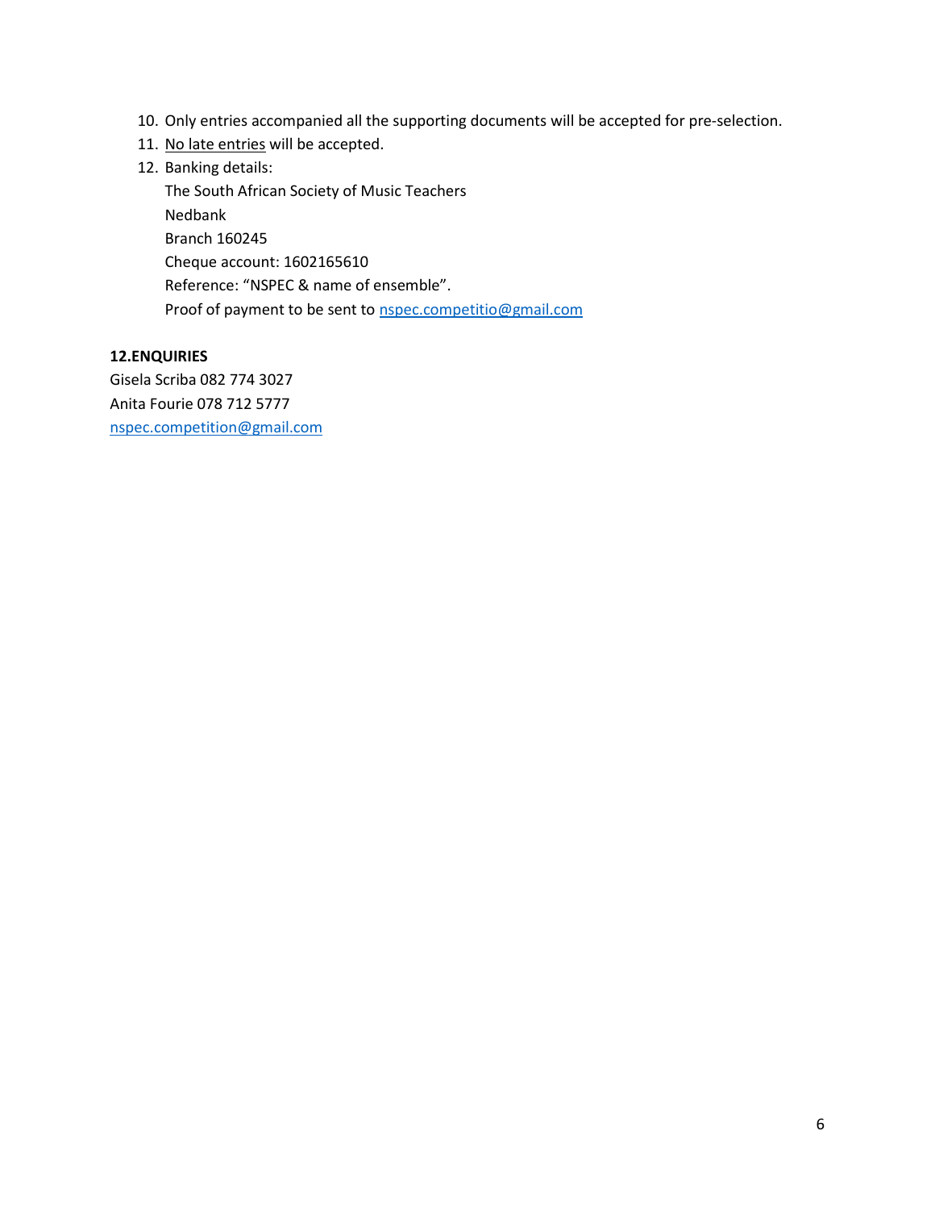10. Only entries accompanied all the supporting documents will be accepted for pre-selection.
11. No late entries will be accepted.
12. Banking details:
    The South African Society of Music Teachers
    Nedbank
    Branch 160245
    Cheque account: 1602165610
    Reference: "NSPEC & name of ensemble".
    Proof of payment to be sent to nspec.competitio@gmail.com

**12.ENQUIRIES**

Gisela Scriba 082 774 3027
Anita Fourie 078 712 5777
nspec.competition@gmail.com